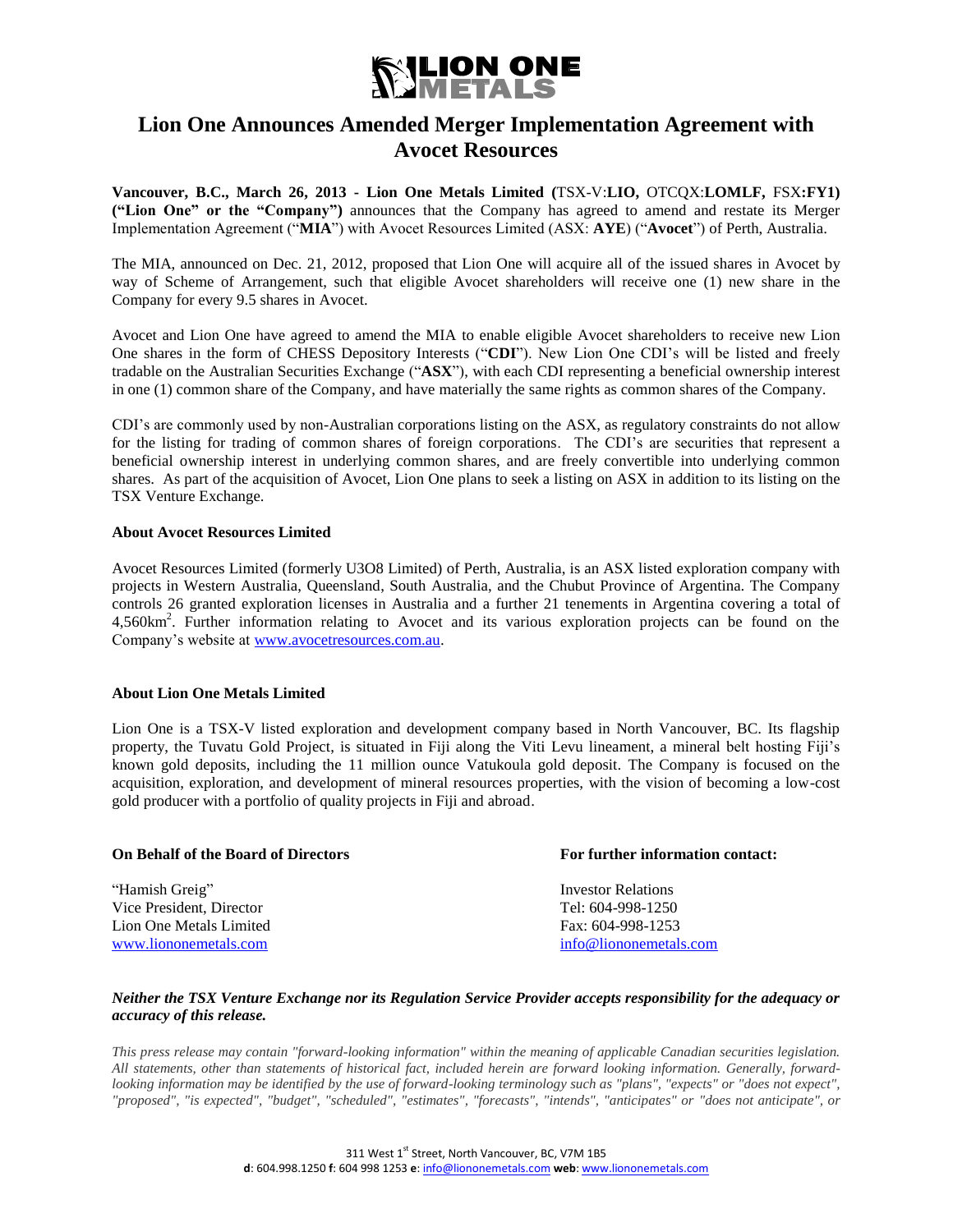# Lion One Announces Amended Merger Implementation Agreement with Avocet Resources

**Vancouver, B.C., March 26, 2013 - Lion One Metals Limited (**TSX-V:**LIO,** OTCQX:**LOMLF,** FSX**:FY1) ("Lion One" or the "Company")** announces that the Company has agreed to amend and restate its Merger Implementation Agreement ("**MIA**") with Avocet Resources Limited (ASX: **AYE**) ("**Avocet**") of Perth, Australia.

The MIA, announced on Dec. 21, 2012, proposed that Lion One will acquire all of the issued shares in Avocet by way of Scheme of Arrangement, such that eligible Avocet shareholders will receive one (1) new share in the Company for every 9.5 shares in Avocet.

Avocet and Lion One have agreed to amend the MIA to enable eligible Avocet shareholders to receive new Lion One shares in the form of CHESS Depository Interests ("**CDI**"). New Lion One CDI's will be listed and freely tradable on the Australian Securities Exchange ("**ASX**"), with each CDI representing a beneficial ownership interest in one (1) common share of the Company, and have materially the same rights as common shares of the Company.

CDI's are commonly used by non-Australian corporations listing on the ASX, as regulatory constraints do not allow for the listing for trading of common shares of foreign corporations. The CDI's are securities that represent a beneficial ownership interest in underlying common shares, and are freely convertible into underlying common shares. As part of the acquisition of Avocet, Lion One plans to seek a listing on ASX in addition to its listing on the TSX Venture Exchange.

**About Avocet Resources Limited**

Avocet Resources Limited (formerly U3O8 Limited) of Perth, Australia, is an ASX listed exploration company with projects in Western Australia, Queensland, South Australia, and the Chubut Province of Argentina. The Company controls 26 granted exploration licenses in Australia and a further 21 tenements in Argentina covering a total of 4,560km$^2$. Further information relating to Avocet and its various exploration projects can be found on the Company's website at www.avocetresources.com.au.

**About Lion One Metals Limited**

Lion One is a TSX-V listed exploration and development company based in North Vancouver, BC. Its flagship property, the Tuvatu Gold Project, is situated in Fiji along the Viti Levu lineament, a mineral belt hosting Fiji's known gold deposits, including the 11 million ounce Vatukoula gold deposit. The Company is focused on the acquisition, exploration, and development of mineral resources properties, with the vision of becoming a low-cost gold producer with a portfolio of quality projects in Fiji and abroad.

**On Behalf of the Board of Directors**

"Hamish Greig"
Vice President, Director
Lion One Metals Limited
www.liononemetals.com

**For further information contact:**

Investor Relations
Tel: 604-998-1250
Fax: 604-998-1253
info@liononemetals.com

***Neither the TSX Venture Exchange nor its Regulation Service Provider accepts responsibility for the adequacy or accuracy of this release.***

*This press release may contain "forward-looking information" within the meaning of applicable Canadian securities legislation. All statements, other than statements of historical fact, included herein are forward looking information. Generally, forward-looking information may be identified by the use of forward-looking terminology such as "plans", "expects" or "does not expect", "proposed", "is expected", "budget", "scheduled", "estimates", "forecasts", "intends", "anticipates" or "does not anticipate", or*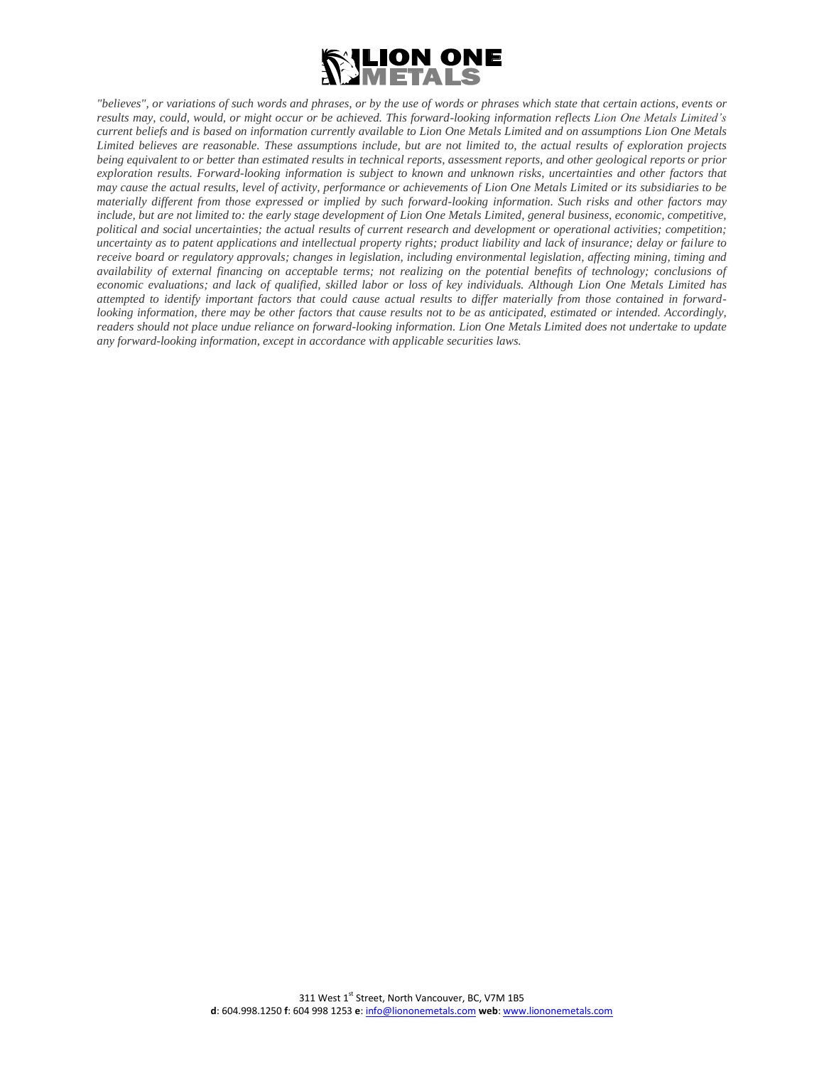*"believes", or variations of such words and phrases, or by the use of words or phrases which state that certain actions, events or results may, could, would, or might occur or be achieved. This forward-looking information reflects Lion One Metals Limited's current beliefs and is based on information currently available to Lion One Metals Limited and on assumptions Lion One Metals Limited believes are reasonable. These assumptions include, but are not limited to, the actual results of exploration projects being equivalent to or better than estimated results in technical reports, assessment reports, and other geological reports or prior exploration results. Forward-looking information is subject to known and unknown risks, uncertainties and other factors that may cause the actual results, level of activity, performance or achievements of Lion One Metals Limited or its subsidiaries to be materially different from those expressed or implied by such forward-looking information. Such risks and other factors may include, but are not limited to: the early stage development of Lion One Metals Limited, general business, economic, competitive, political and social uncertainties; the actual results of current research and development or operational activities; competition; uncertainty as to patent applications and intellectual property rights; product liability and lack of insurance; delay or failure to receive board or regulatory approvals; changes in legislation, including environmental legislation, affecting mining, timing and availability of external financing on acceptable terms; not realizing on the potential benefits of technology; conclusions of economic evaluations; and lack of qualified, skilled labor or loss of key individuals. Although Lion One Metals Limited has attempted to identify important factors that could cause actual results to differ materially from those contained in forward-looking information, there may be other factors that cause results not to be as anticipated, estimated or intended. Accordingly, readers should not place undue reliance on forward-looking information. Lion One Metals Limited does not undertake to update any forward-looking information, except in accordance with applicable securities laws.*